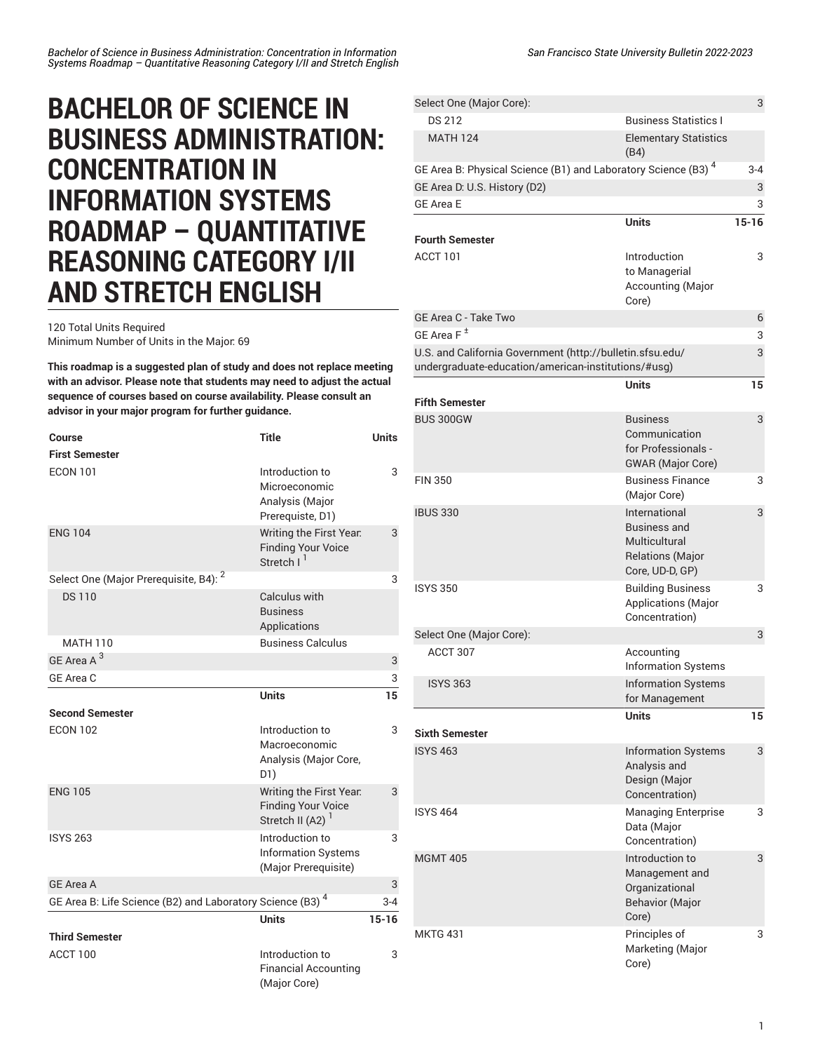# BACHELOR OF SCIENCE IN BUSINESS ADMINISTRATION: CONCENTRATION IN INFORMATION SYSTEMS ROADMAP – QUANTITATIVE REASONING CATEGORY I/II AND STRETCH ENGLISH

120 Total Units Required
Minimum Number of Units in the Major: 69

**This roadmap is a suggested plan of study and does not replace meeting with an advisor. Please note that students may need to adjust the actual sequence of courses based on course availability. Please consult an advisor in your major program for further guidance.**

| Course | Title | Units |
|---|---|---|
| **First Semester** | | |
| ECON 101 | Introduction to Microeconomic Analysis (Major Prerequisite, D1) | 3 |
| ENG 104 | Writing the First Year: Finding Your Voice Stretch I [1] | 3 |
| Select One (Major Prerequisite, B4): [2] | | 3 |
| DS 110 | Calculus with Business Applications | |
| MATH 110 | Business Calculus | |
| GE Area A [3] | | 3 |
| GE Area C | | 3 |
| | **Units** | **15** |
| **Second Semester** | | |
| ECON 102 | Introduction to Macroeconomic Analysis (Major Core, D1) | 3 |
| ENG 105 | Writing the First Year: Finding Your Voice Stretch II (A2) [1] | 3 |
| ISYS 263 | Introduction to Information Systems (Major Prerequisite) | 3 |
| GE Area A | | 3 |
| GE Area B: Life Science (B2) and Laboratory Science (B3) [4] | | 3-4 |
| | **Units** | **15-16** |
| **Third Semester** | | |
| ACCT 100 | Introduction to Financial Accounting (Major Core) | 3 |
| Select One (Major Core): | | 3 |
| DS 212 | Business Statistics I | |
| MATH 124 | Elementary Statistics (B4) | |
| GE Area B: Physical Science (B1) and Laboratory Science (B3) [4] | | 3-4 |
| GE Area D: U.S. History (D2) | | 3 |
| GE Area E | | 3 |
| | **Units** | **15-16** |
| **Fourth Semester** | | |
| ACCT 101 | Introduction to Managerial Accounting (Major Core) | 3 |
| GE Area C - Take Two | | 6 |
| GE Area F [±] | | 3 |
| U.S. and California Government (http://bulletin.sfsu.edu/undergraduate-education/american-institutions/#usg) | | 3 |
| | **Units** | **15** |
| **Fifth Semester** | | |
| BUS 300GW | Business Communication for Professionals - GWAR (Major Core) | 3 |
| FIN 350 | Business Finance (Major Core) | 3 |
| IBUS 330 | International Business and Multicultural Relations (Major Core, UD-D, GP) | 3 |
| ISYS 350 | Building Business Applications (Major Concentration) | 3 |
| Select One (Major Core): | | 3 |
| ACCT 307 | Accounting Information Systems | |
| ISYS 363 | Information Systems for Management | |
| | **Units** | **15** |
| **Sixth Semester** | | |
| ISYS 463 | Information Systems Analysis and Design (Major Concentration) | 3 |
| ISYS 464 | Managing Enterprise Data (Major Concentration) | 3 |
| MGMT 405 | Introduction to Management and Organizational Behavior (Major Core) | 3 |
| MKTG 431 | Principles of Marketing (Major Core) | 3 |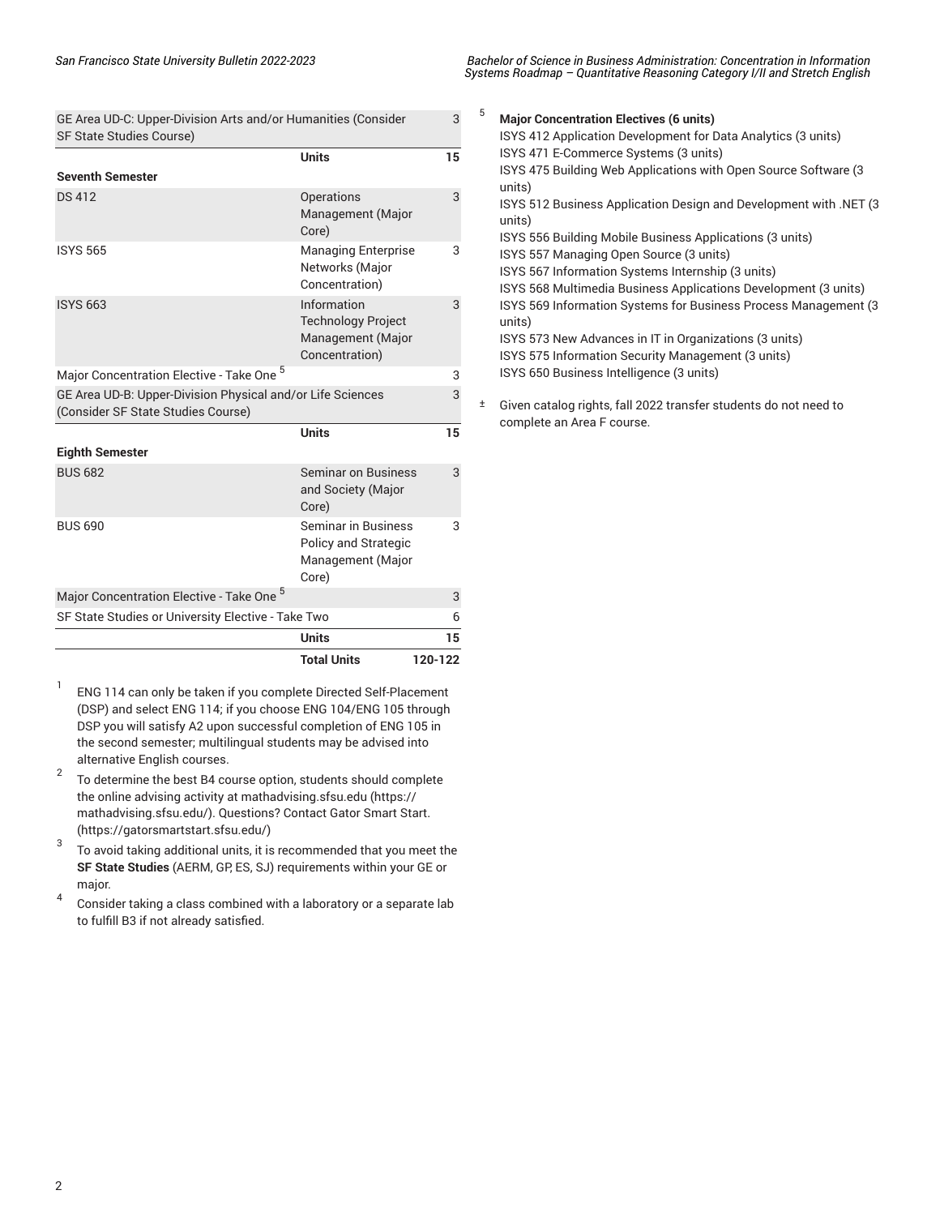| | | |
|---|---|---|
| GE Area UD-C: Upper-Division Arts and/or Humanities (Consider SF State Studies Course) | | 3 |
| | **Units** | **15** |
| **Seventh Semester** | | |
| DS 412 | Operations Management (Major Core) | 3 |
| ISYS 565 | Managing Enterprise Networks (Major Concentration) | 3 |
| ISYS 663 | Information Technology Project Management (Major Concentration) | 3 |
| Major Concentration Elective - Take One [5] | | 3 |
| GE Area UD-B: Upper-Division Physical and/or Life Sciences (Consider SF State Studies Course) | | 3 |
| | **Units** | **15** |
| **Eighth Semester** | | |
| BUS 682 | Seminar on Business and Society (Major Core) | 3 |
| BUS 690 | Seminar in Business Policy and Strategic Management (Major Core) | 3 |
| Major Concentration Elective - Take One [5] | | 3 |
| SF State Studies or University Elective - Take Two | | 6 |
| | **Units** | **15** |
| | **Total Units** | **120-122** |

1. ENG 114 can only be taken if you complete Directed Self-Placement (DSP) and select ENG 114; if you choose ENG 104/ENG 105 through DSP you will satisfy A2 upon successful completion of ENG 105 in the second semester; multilingual students may be advised into alternative English courses.
2. To determine the best B4 course option, students should complete the online advising activity at mathadvising.sfsu.edu (https://mathadvising.sfsu.edu/). Questions? Contact Gator Smart Start. (https://gatorsmartstart.sfsu.edu/)
3. To avoid taking additional units, it is recommended that you meet the **SF State Studies** (AERM, GP, ES, SJ) requirements within your GE or major.
4. Consider taking a class combined with a laboratory or a separate lab to fulfill B3 if not already satisfied.
5. **Major Concentration Electives (6 units)**
   ISYS 412 Application Development for Data Analytics (3 units)
   ISYS 471 E-Commerce Systems (3 units)
   ISYS 475 Building Web Applications with Open Source Software (3 units)
   ISYS 512 Business Application Design and Development with .NET (3 units)
   ISYS 556 Building Mobile Business Applications (3 units)
   ISYS 557 Managing Open Source (3 units)
   ISYS 567 Information Systems Internship (3 units)
   ISYS 568 Multimedia Business Applications Development (3 units)
   ISYS 569 Information Systems for Business Process Management (3 units)
   ISYS 573 New Advances in IT in Organizations (3 units)
   ISYS 575 Information Security Management (3 units)
   ISYS 650 Business Intelligence (3 units)

± Given catalog rights, fall 2022 transfer students do not need to complete an Area F course.